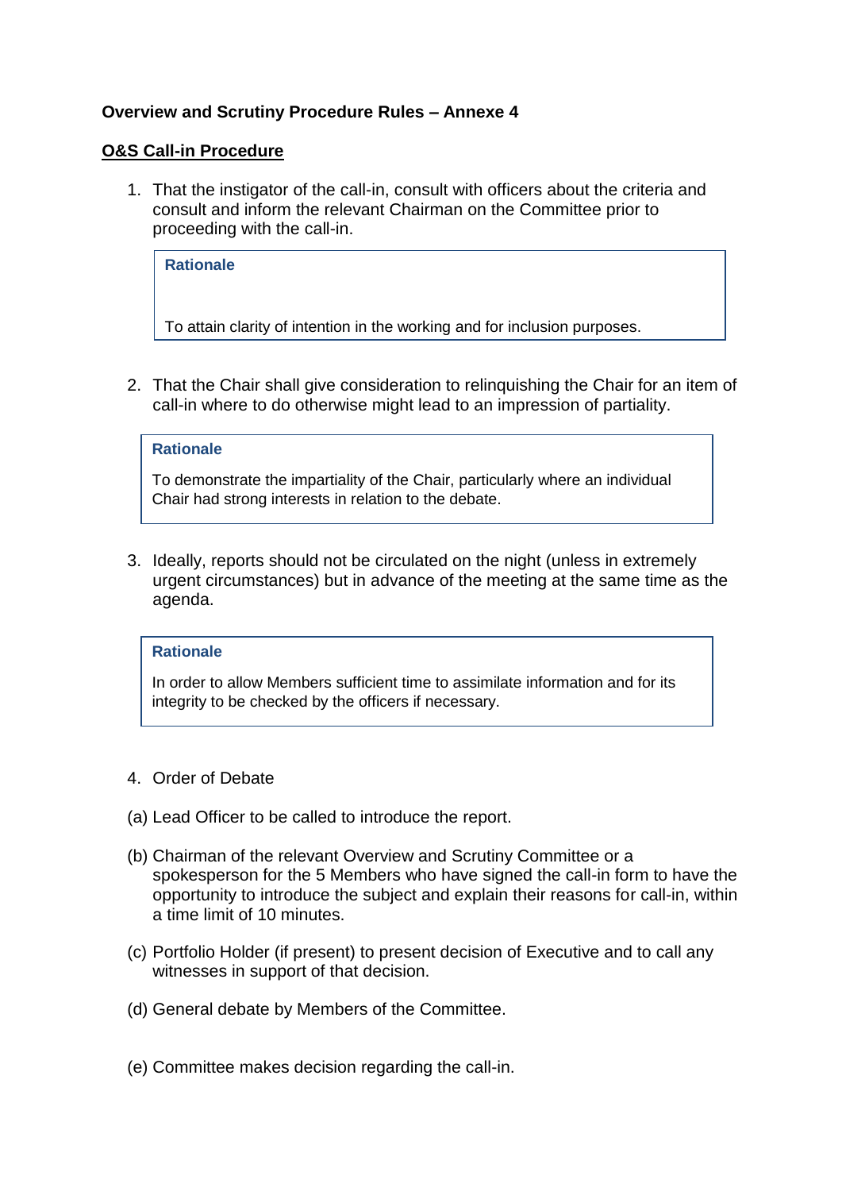**Overview and Scrutiny Procedure Rules – Annexe 4**

**<u>O&S Call-in Procedure</u>**

1. That the instigator of the call-in, consult with officers about the criteria and consult and inform the relevant Chairman on the Committee prior to proceeding with the call-in.

> **Rationale**
>
> To attain clarity of intention in the working and for inclusion purposes.

2. That the Chair shall give consideration to relinquishing the Chair for an item of call-in where to do otherwise might lead to an impression of partiality.

> **Rationale**
>
> To demonstrate the impartiality of the Chair, particularly where an individual Chair had strong interests in relation to the debate.

3. Ideally, reports should not be circulated on the night (unless in extremely urgent circumstances) but in advance of the meeting at the same time as the agenda.

> **Rationale**
>
> In order to allow Members sufficient time to assimilate information and for its integrity to be checked by the officers if necessary.

4. Order of Debate

(a) Lead Officer to be called to introduce the report.

(b) Chairman of the relevant Overview and Scrutiny Committee or a spokesperson for the 5 Members who have signed the call-in form to have the opportunity to introduce the subject and explain their reasons for call-in, within a time limit of 10 minutes.

(c) Portfolio Holder (if present) to present decision of Executive and to call any witnesses in support of that decision.

(d) General debate by Members of the Committee.

(e) Committee makes decision regarding the call-in.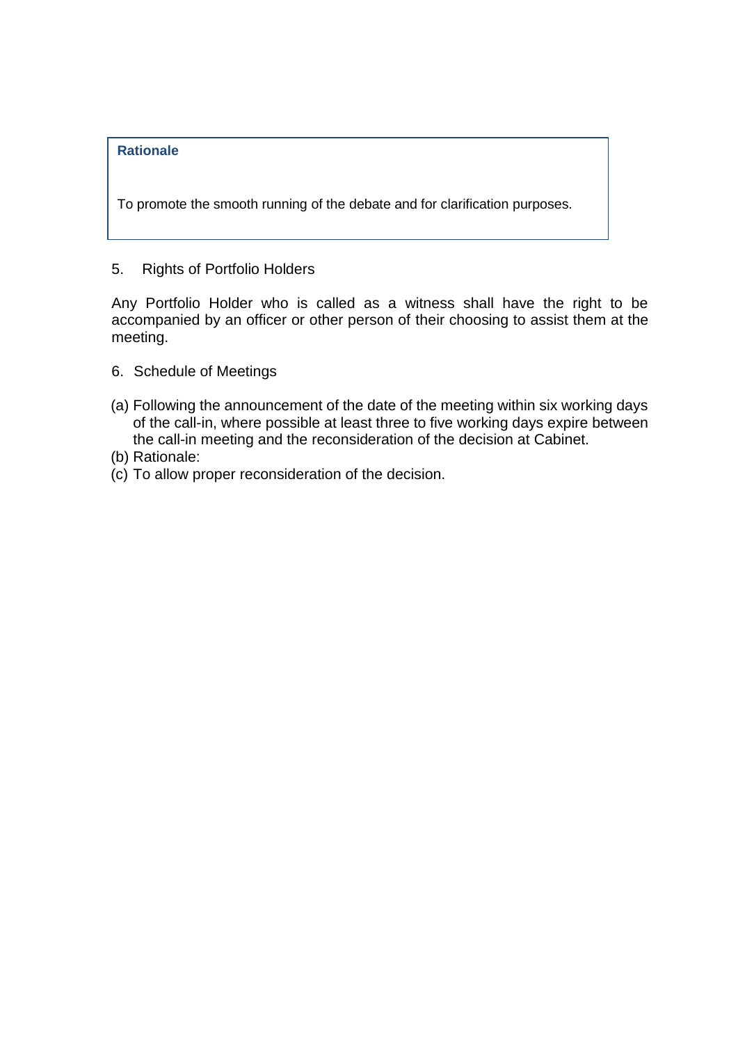**Rationale**

To promote the smooth running of the debate and for clarification purposes.

5. Rights of Portfolio Holders

Any Portfolio Holder who is called as a witness shall have the right to be accompanied by an officer or other person of their choosing to assist them at the meeting.

6. Schedule of Meetings

(a) Following the announcement of the date of the meeting within six working days of the call-in, where possible at least three to five working days expire between the call-in meeting and the reconsideration of the decision at Cabinet.
(b) Rationale:
(c) To allow proper reconsideration of the decision.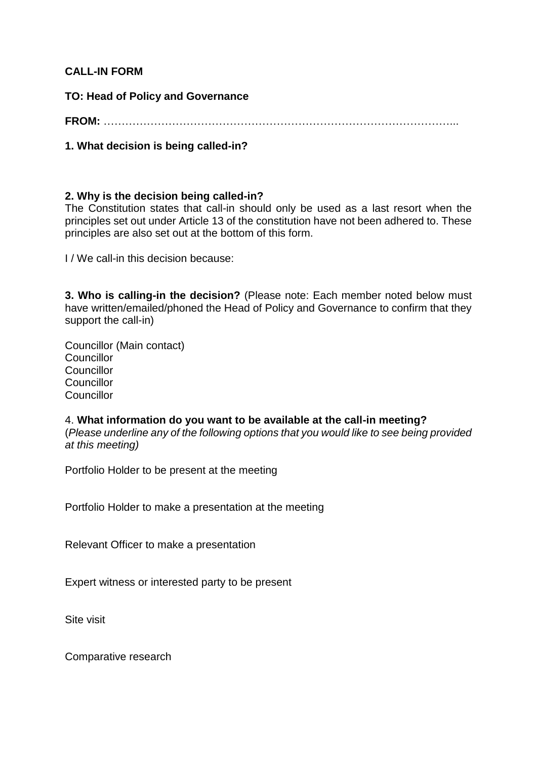**CALL-IN FORM**

**TO: Head of Policy and Governance**

**FROM:** ……………………………………………………………………………………...

**1. What decision is being called-in?**

**2. Why is the decision being called-in?**

The Constitution states that call-in should only be used as a last resort when the principles set out under Article 13 of the constitution have not been adhered to. These principles are also set out at the bottom of this form.

I / We call-in this decision because:

**3. Who is calling-in the decision?** (Please note: Each member noted below must have written/emailed/phoned the Head of Policy and Governance to confirm that they support the call-in)

Councillor (Main contact)
Councillor
Councillor
Councillor
Councillor

4. **What information do you want to be available at the call-in meeting?**
(*Please underline any of the following options that you would like to see being provided at this meeting)*

Portfolio Holder to be present at the meeting

Portfolio Holder to make a presentation at the meeting

Relevant Officer to make a presentation

Expert witness or interested party to be present

Site visit

Comparative research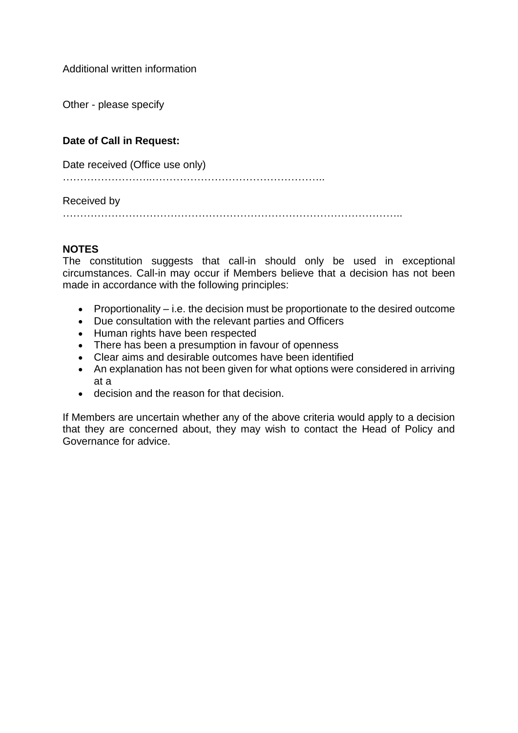Additional written information

Other - please specify

**Date of Call in Request:**

Date received (Office use only)
……………………..…………………………………………..

Received by
……………………………………………………………………………………..

**NOTES**
The constitution suggests that call-in should only be used in exceptional circumstances. Call-in may occur if Members believe that a decision has not been made in accordance with the following principles:

- Proportionality – i.e. the decision must be proportionate to the desired outcome
- Due consultation with the relevant parties and Officers
- Human rights have been respected
- There has been a presumption in favour of openness
- Clear aims and desirable outcomes have been identified
- An explanation has not been given for what options were considered in arriving at a
- decision and the reason for that decision.

If Members are uncertain whether any of the above criteria would apply to a decision that they are concerned about, they may wish to contact the Head of Policy and Governance for advice.